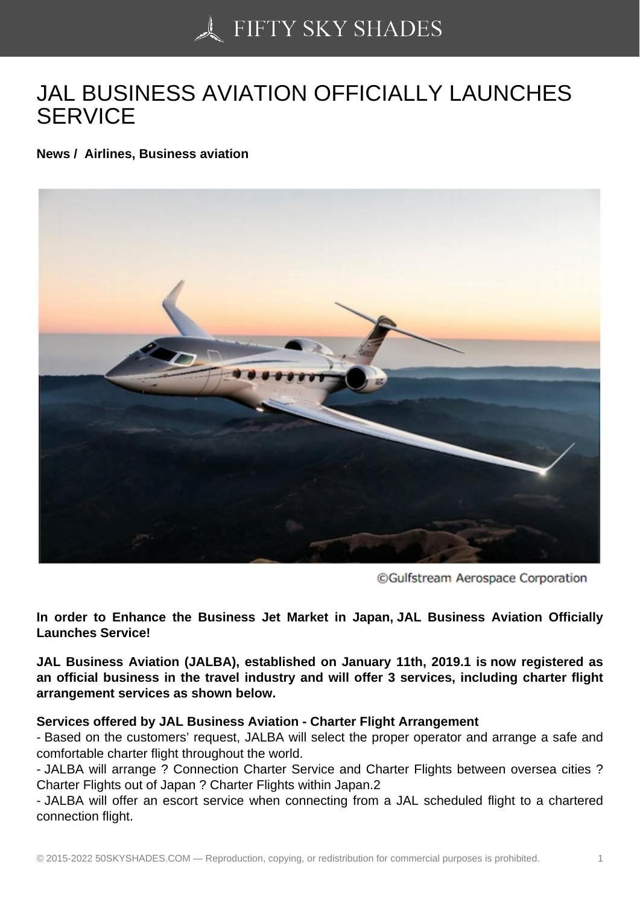# JAL BUSINESS AVIATION OFFICIALLY LAUNCHES SERVICE

**News / Airlines, Business aviation**

©Gulfstream Aerospace Corporation

**In order to Enhance the Business Jet Market in Japan, JAL Business Aviation Officially Launches Service!**

**JAL Business Aviation (JALBA), established on January 11th, 2019.1 is now registered as an official business in the travel industry and will offer 3 services, including charter flight arrangement services as shown below.**

**Services offered by JAL Business Aviation - Charter Flight Arrangement**

- Based on the customers' request, JALBA will select the proper operator and arrange a safe and comfortable charter flight throughout the world.
- JALBA will arrange ? Connection Charter Service and Charter Flights between oversea cities ? Charter Flights out of Japan ? Charter Flights within Japan.2
- JALBA will offer an escort service when connecting from a JAL scheduled flight to a chartered connection flight.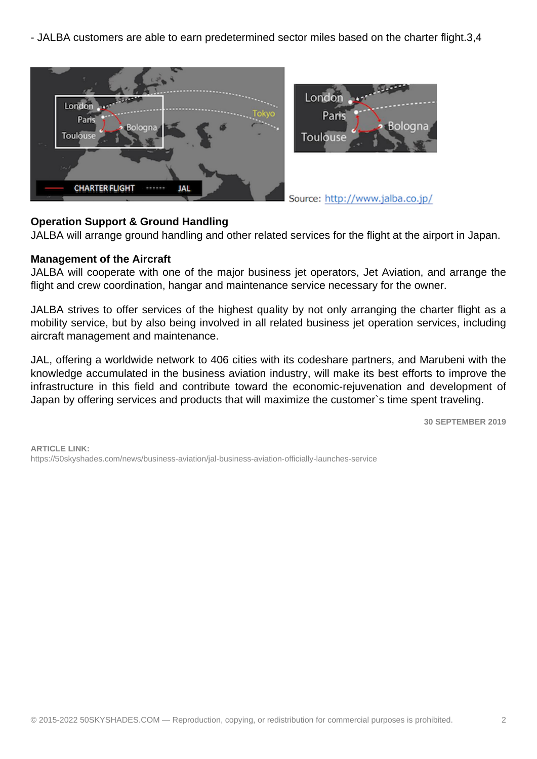- JALBA customers are able to earn predetermined sector miles based on the charter flight.3,4

London
Paris
Toulouse
Bologna
Tokyo
CHARTER FLIGHT
JAL

London
Paris
Toulouse
Bologna

Source: http://www.jalba.co.jp/

**Operation Support & Ground Handling**
JALBA will arrange ground handling and other related services for the flight at the airport in Japan.

**Management of the Aircraft**
JALBA will cooperate with one of the major business jet operators, Jet Aviation, and arrange the flight and crew coordination, hangar and maintenance service necessary for the owner.

JALBA strives to offer services of the highest quality by not only arranging the charter flight as a mobility service, but by also being involved in all related business jet operation services, including aircraft management and maintenance.

JAL, offering a worldwide network to 406 cities with its codeshare partners, and Marubeni with the knowledge accumulated in the business aviation industry, will make its best efforts to improve the infrastructure in this field and contribute toward the economic-rejuvenation and development of Japan by offering services and products that will maximize the customer`s time spent traveling.

**30 SEPTEMBER 2019**

**ARTICLE LINK:**
https://50skyshades.com/news/business-aviation/jal-business-aviation-officially-launches-service

© 2015-2022 50SKYSHADES.COM — Reproduction, copying, or redistribution for commercial purposes is prohibited.